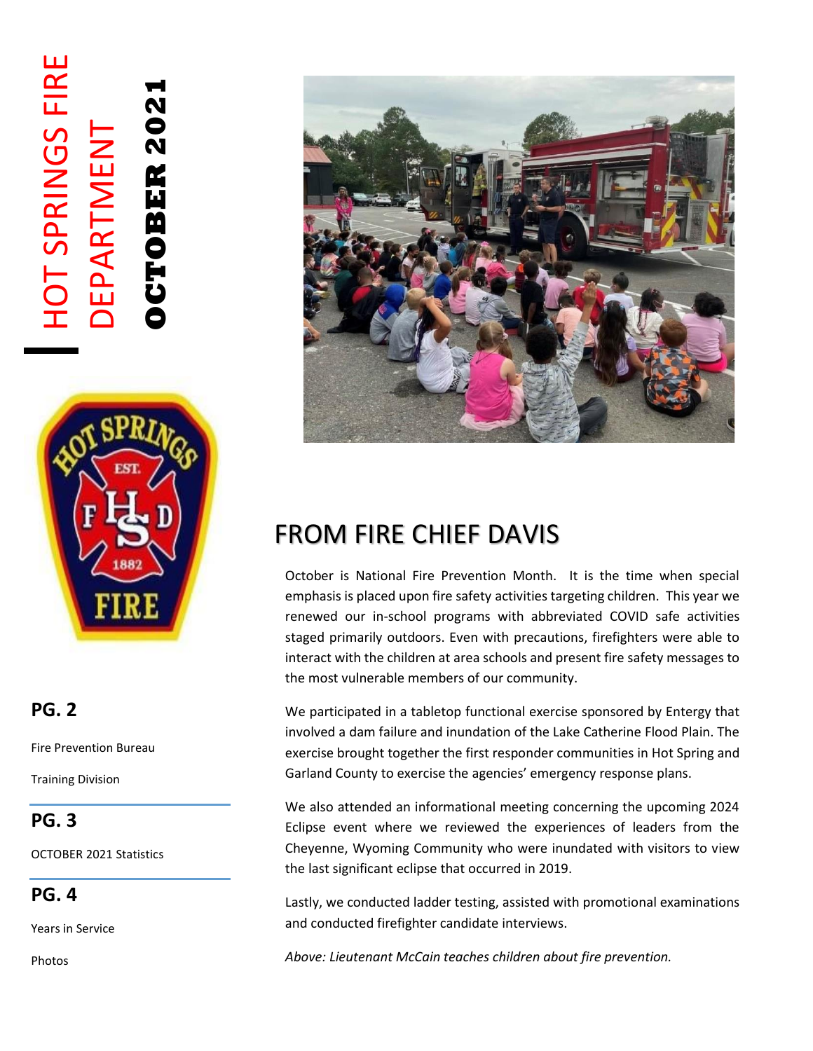# HOT SPRINGS FIRE DEPARTMENT

**OCTOBER 2021**

**PG. 2**

Fire Prevention Bureau

Training Division

**PG. 3**

OCTOBER 2021 Statistics

**PG. 4**

Years in Service

Photos

## FROM FIRE CHIEF DAVIS

October is National Fire Prevention Month. It is the time when special emphasis is placed upon fire safety activities targeting children. This year we renewed our in-school programs with abbreviated COVID safe activities staged primarily outdoors. Even with precautions, firefighters were able to interact with the children at area schools and present fire safety messages to the most vulnerable members of our community.

We participated in a tabletop functional exercise sponsored by Entergy that involved a dam failure and inundation of the Lake Catherine Flood Plain. The exercise brought together the first responder communities in Hot Spring and Garland County to exercise the agencies' emergency response plans.

We also attended an informational meeting concerning the upcoming 2024 Eclipse event where we reviewed the experiences of leaders from the Cheyenne, Wyoming Community who were inundated with visitors to view the last significant eclipse that occurred in 2019.

Lastly, we conducted ladder testing, assisted with promotional examinations and conducted firefighter candidate interviews.

*Above: Lieutenant McCain teaches children about fire prevention.*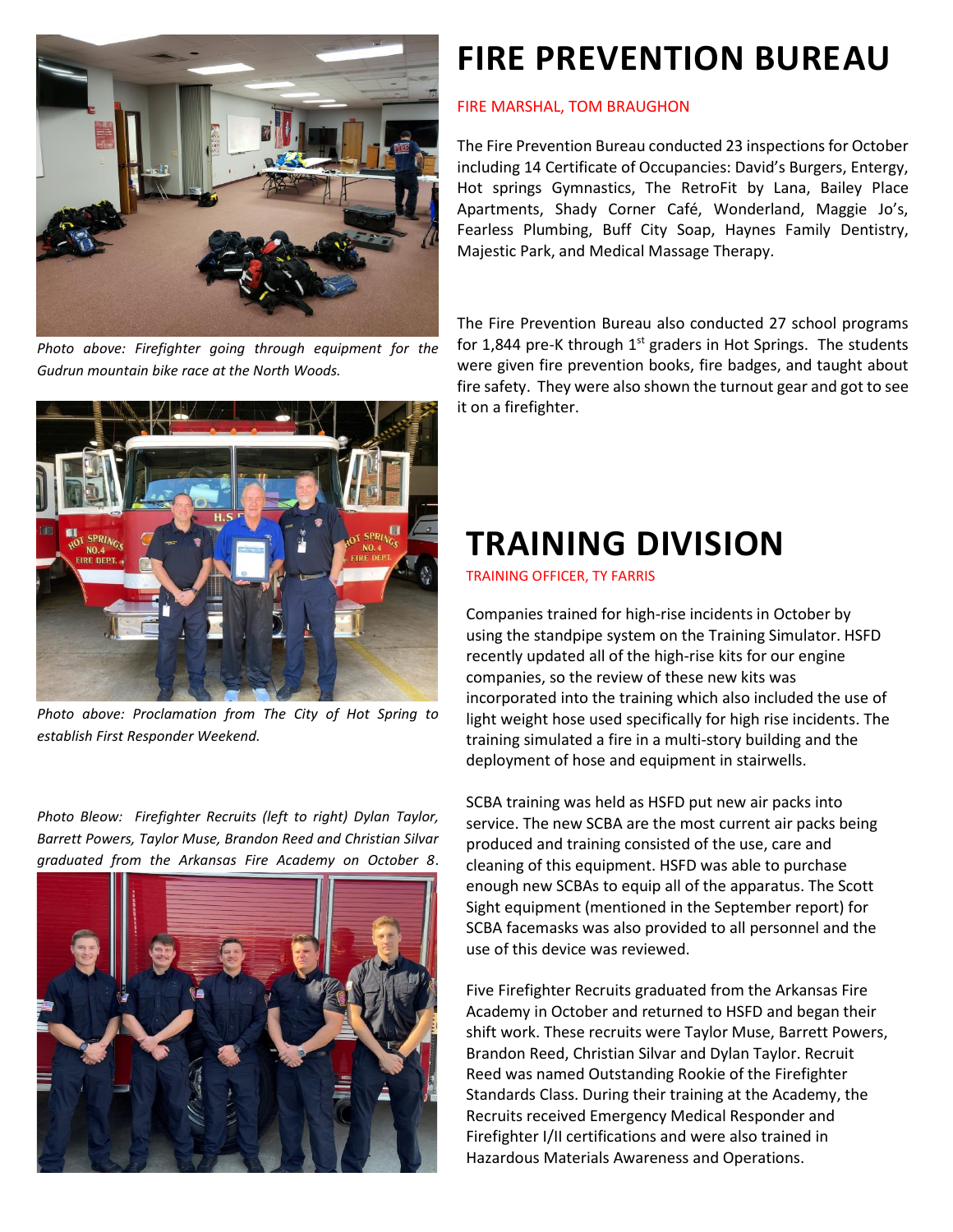*Photo above: Firefighter going through equipment for the Gudrun mountain bike race at the North Woods.*

*Photo above: Proclamation from The City of Hot Spring to establish First Responder Weekend.*

*Photo Bleow: Firefighter Recruits (left to right) Dylan Taylor, Barrett Powers, Taylor Muse, Brandon Reed and Christian Silvar graduated from the Arkansas Fire Academy on October 8.*

# FIRE PREVENTION BUREAU

FIRE MARSHAL, TOM BRAUGHON

The Fire Prevention Bureau conducted 23 inspections for October including 14 Certificate of Occupancies: David's Burgers, Entergy, Hot springs Gymnastics, The RetroFit by Lana, Bailey Place Apartments, Shady Corner Café, Wonderland, Maggie Jo's, Fearless Plumbing, Buff City Soap, Haynes Family Dentistry, Majestic Park, and Medical Massage Therapy.

The Fire Prevention Bureau also conducted 27 school programs for 1,844 pre-K through 1st graders in Hot Springs. The students were given fire prevention books, fire badges, and taught about fire safety. They were also shown the turnout gear and got to see it on a firefighter.

# TRAINING DIVISION

TRAINING OFFICER, TY FARRIS

Companies trained for high-rise incidents in October by using the standpipe system on the Training Simulator. HSFD recently updated all of the high-rise kits for our engine companies, so the review of these new kits was incorporated into the training which also included the use of light weight hose used specifically for high rise incidents. The training simulated a fire in a multi-story building and the deployment of hose and equipment in stairwells.

SCBA training was held as HSFD put new air packs into service. The new SCBA are the most current air packs being produced and training consisted of the use, care and cleaning of this equipment. HSFD was able to purchase enough new SCBAs to equip all of the apparatus. The Scott Sight equipment (mentioned in the September report) for SCBA facemasks was also provided to all personnel and the use of this device was reviewed.

Five Firefighter Recruits graduated from the Arkansas Fire Academy in October and returned to HSFD and began their shift work. These recruits were Taylor Muse, Barrett Powers, Brandon Reed, Christian Silvar and Dylan Taylor. Recruit Reed was named Outstanding Rookie of the Firefighter Standards Class. During their training at the Academy, the Recruits received Emergency Medical Responder and Firefighter I/II certifications and were also trained in Hazardous Materials Awareness and Operations.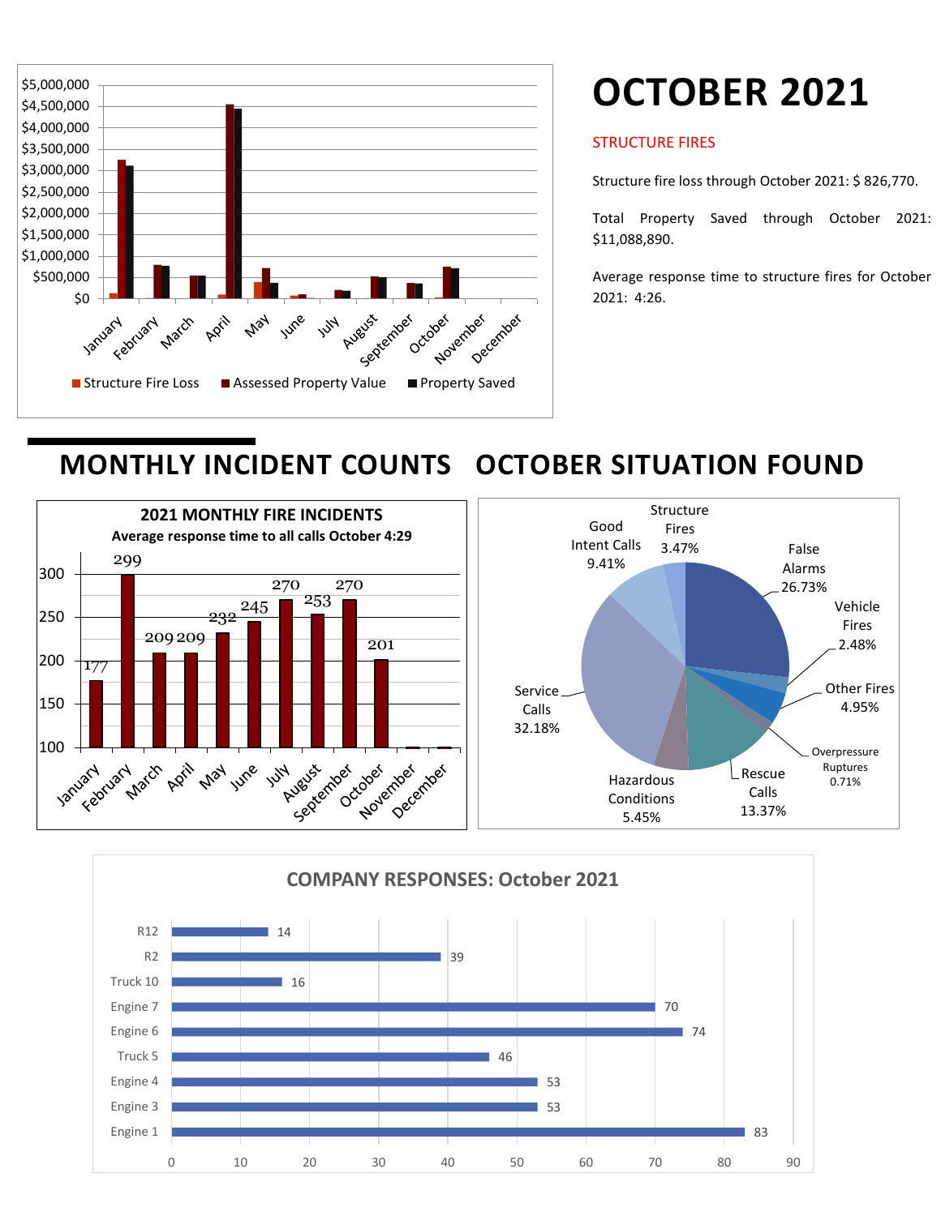# OCTOBER 2021

## STRUCTURE FIRES

Structure fire loss through October 2021: $ 826,770.

Total Property Saved through October 2021: $11,088,890.

Average response time to structure fires for October 2021: 4:26.

Legend: Structure Fire Loss | Assessed Property Value | Property Saved

## MONTHLY INCIDENT COUNTS

**2021 MONTHLY FIRE INCIDENTS**

**Average response time to all calls October 4:29**

| Month | Incidents |
|---|---|
| January | 177 |
| February | 299 |
| March | 209 |
| April | 209 |
| May | 232 |
| June | 245 |
| July | 270 |
| August | 253 |
| September | 270 |
| October | 201 |
| November | |
| December | |

## OCTOBER SITUATION FOUND

| Situation | Percent |
|---|---|
| False Alarms | 26.73% |
| Vehicle Fires | 2.48% |
| Other Fires | 4.95% |
| Overpressure Ruptures | 0.71% |
| Rescue Calls | 13.37% |
| Hazardous Conditions | 5.45% |
| Service Calls | 32.18% |
| Good Intent Calls | 9.41% |
| Structure Fires | 3.47% |

## COMPANY RESPONSES: October 2021

| Company | Responses |
|---|---|
| R12 | 14 |
| R2 | 39 |
| Truck 10 | 16 |
| Engine 7 | 70 |
| Engine 6 | 74 |
| Truck 5 | 46 |
| Engine 4 | 53 |
| Engine 3 | 53 |
| Engine 1 | 83 |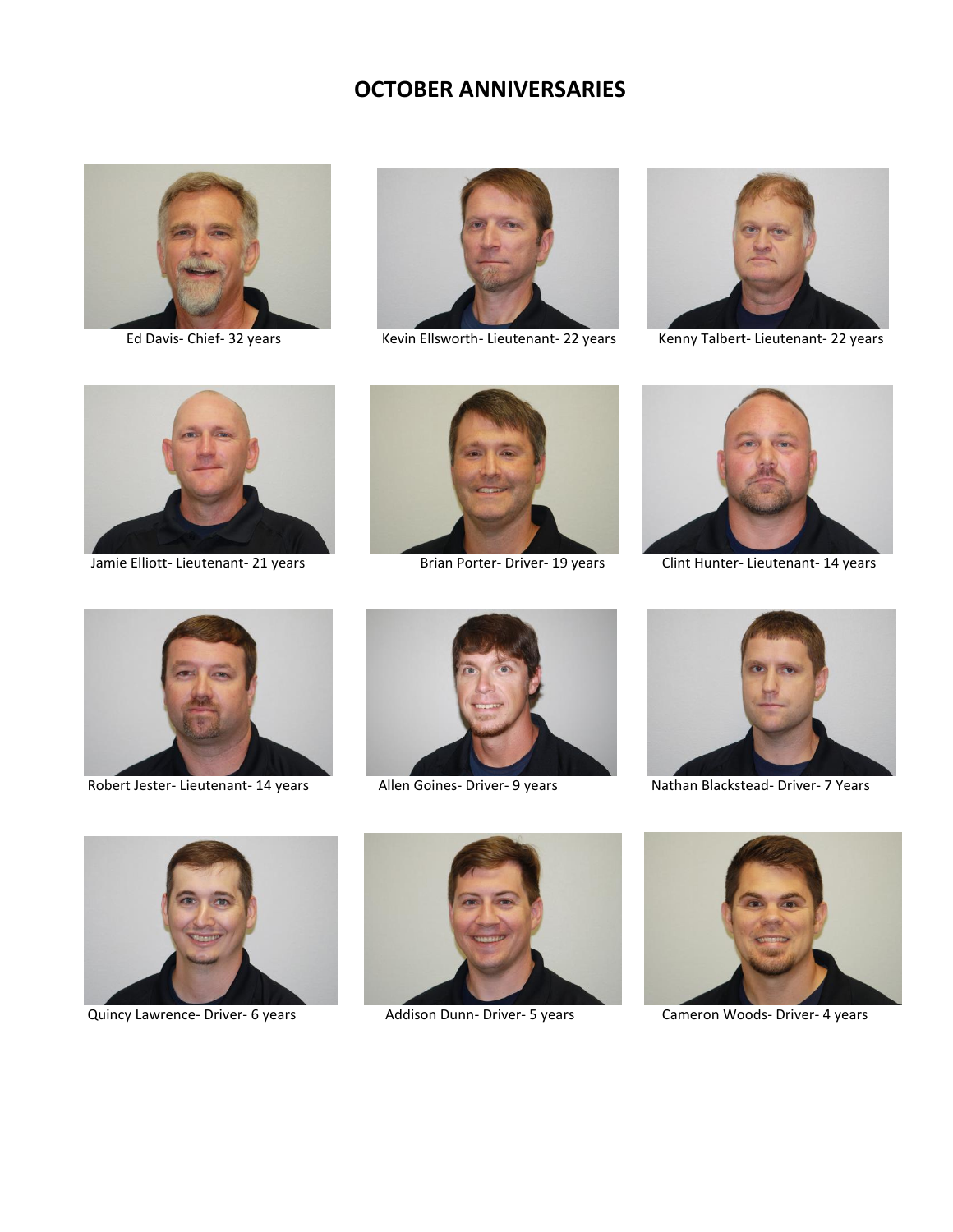# OCTOBER ANNIVERSARIES

Ed Davis- Chief- 32 years

Kevin Ellsworth- Lieutenant- 22 years

Kenny Talbert- Lieutenant- 22 years

Jamie Elliott- Lieutenant- 21 years

Brian Porter- Driver- 19 years

Clint Hunter- Lieutenant- 14 years

Robert Jester- Lieutenant- 14 years

Allen Goines- Driver- 9 years

Nathan Blackstead- Driver- 7 Years

Quincy Lawrence- Driver- 6 years

Addison Dunn- Driver- 5 years

Cameron Woods- Driver- 4 years